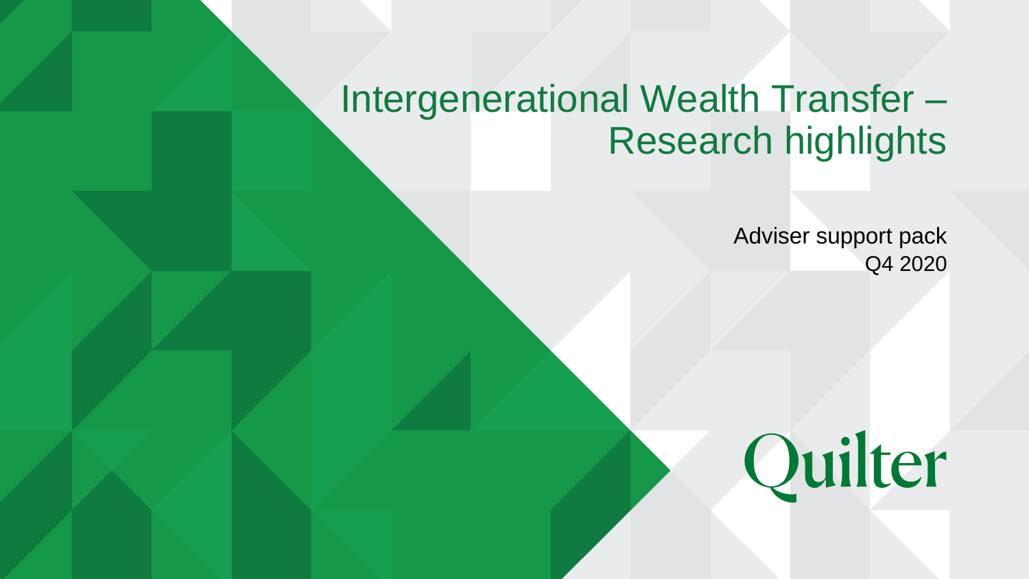# Intergenerational Wealth Transfer – Research highlights

Adviser support pack
Q4 2020

Quilter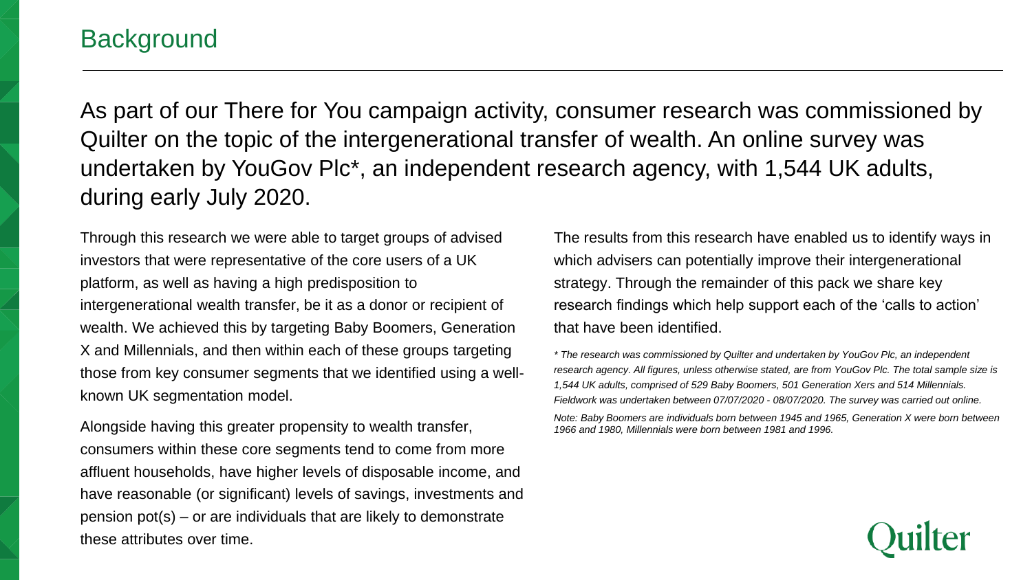# Background

As part of our There for You campaign activity, consumer research was commissioned by Quilter on the topic of the intergenerational transfer of wealth. An online survey was undertaken by YouGov Plc*, an independent research agency, with 1,544 UK adults, during early July 2020.

Through this research we were able to target groups of advised investors that were representative of the core users of a UK platform, as well as having a high predisposition to intergenerational wealth transfer, be it as a donor or recipient of wealth. We achieved this by targeting Baby Boomers, Generation X and Millennials, and then within each of these groups targeting those from key consumer segments that we identified using a well-known UK segmentation model.

Alongside having this greater propensity to wealth transfer, consumers within these core segments tend to come from more affluent households, have higher levels of disposable income, and have reasonable (or significant) levels of savings, investments and pension pot(s) – or are individuals that are likely to demonstrate these attributes over time.

The results from this research have enabled us to identify ways in which advisers can potentially improve their intergenerational strategy. Through the remainder of this pack we share key research findings which help support each of the 'calls to action' that have been identified.

*\* The research was commissioned by Quilter and undertaken by YouGov Plc, an independent research agency. All figures, unless otherwise stated, are from YouGov Plc. The total sample size is 1,544 UK adults, comprised of 529 Baby Boomers, 501 Generation Xers and 514 Millennials. Fieldwork was undertaken between 07/07/2020 - 08/07/2020. The survey was carried out online.*

*Note: Baby Boomers are individuals born between 1945 and 1965, Generation X were born between 1966 and 1980, Millennials were born between 1981 and 1996.*

Quilter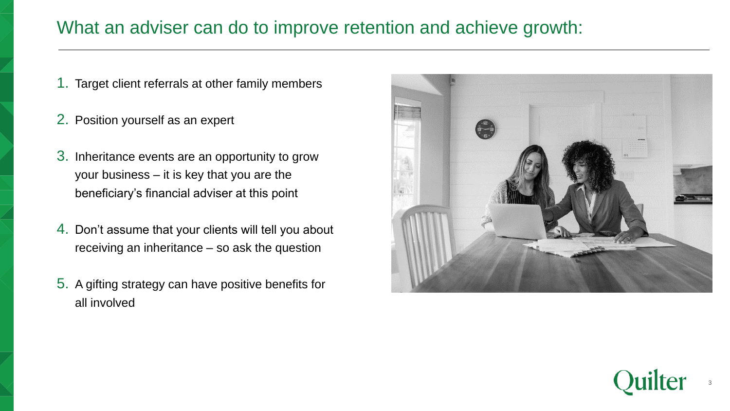# What an adviser can do to improve retention and achieve growth:

1. Target client referrals at other family members
2. Position yourself as an expert
3. Inheritance events are an opportunity to grow your business – it is key that you are the beneficiary's financial adviser at this point
4. Don't assume that your clients will tell you about receiving an inheritance – so ask the question
5. A gifting strategy can have positive benefits for all involved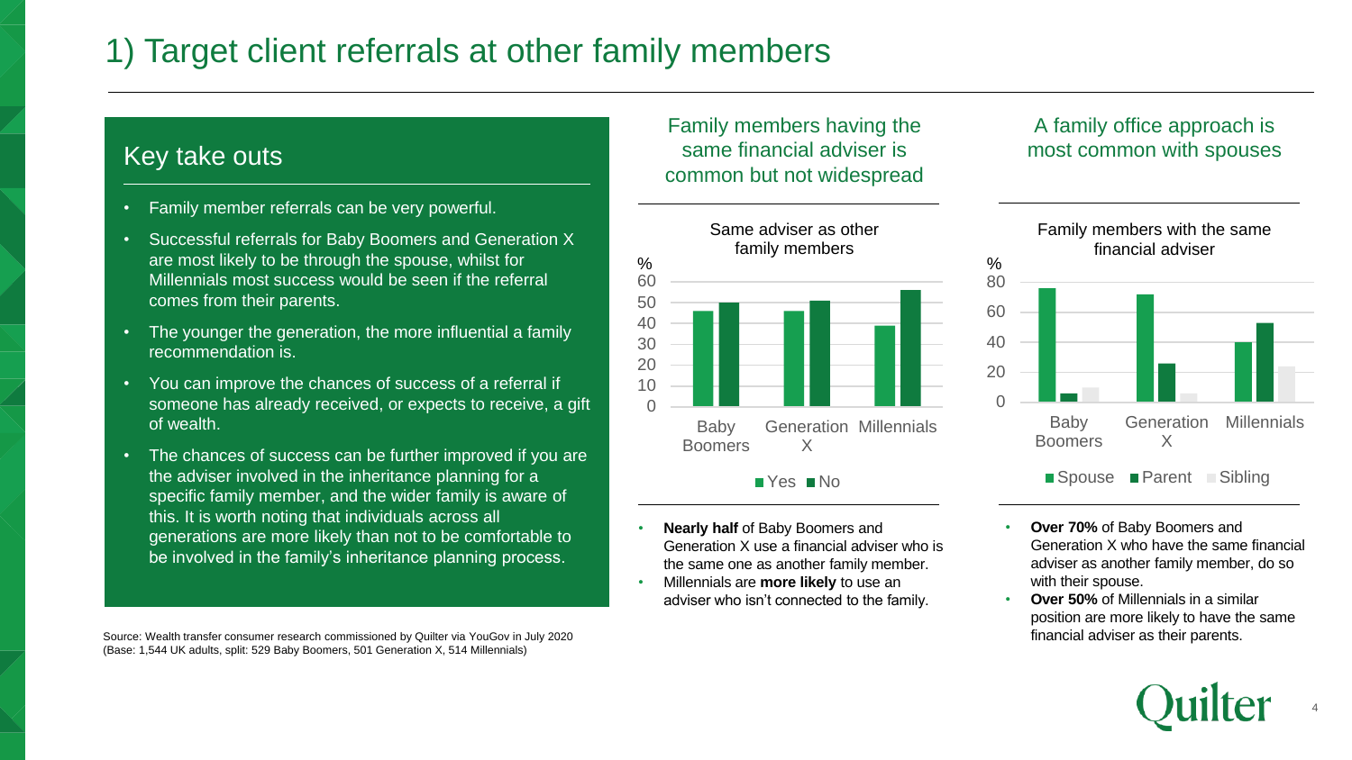# 1) Target client referrals at other family members

## Key take outs

- Family member referrals can be very powerful.
- Successful referrals for Baby Boomers and Generation X are most likely to be through the spouse, whilst for Millennials most success would be seen if the referral comes from their parents.
- The younger the generation, the more influential a family recommendation is.
- You can improve the chances of success of a referral if someone has already received, or expects to receive, a gift of wealth.
- The chances of success can be further improved if you are the adviser involved in the inheritance planning for a specific family member, and the wider family is aware of this. It is worth noting that individuals across all generations are more likely than not to be comfortable to be involved in the family's inheritance planning process.

Source: Wealth transfer consumer research commissioned by Quilter via YouGov in July 2020 (Base: 1,544 UK adults, split: 529 Baby Boomers, 501 Generation X, 514 Millennials)

## Family members having the same financial adviser is common but not widespread

Same adviser as other family members

| % | Yes | No |
|---|---|---|
| Baby Boomers | 46 | 50 |
| Generation X | 46 | 51 |
| Millennials | 39 | 56 |

- **Nearly half** of Baby Boomers and Generation X use a financial adviser who is the same one as another family member.
- Millennials are **more likely** to use an adviser who isn't connected to the family.

## A family office approach is most common with spouses

Family members with the same financial adviser

| % | Spouse | Parent | Sibling |
|---|---|---|---|
| Baby Boomers | 76 | 6 | 10 |
| Generation X | 72 | 26 | 6 |
| Millennials | 40 | 53 | 24 |

- **Over 70%** of Baby Boomers and Generation X who have the same financial adviser as another family member, do so with their spouse.
- **Over 50%** of Millennials in a similar position are more likely to have the same financial adviser as their parents.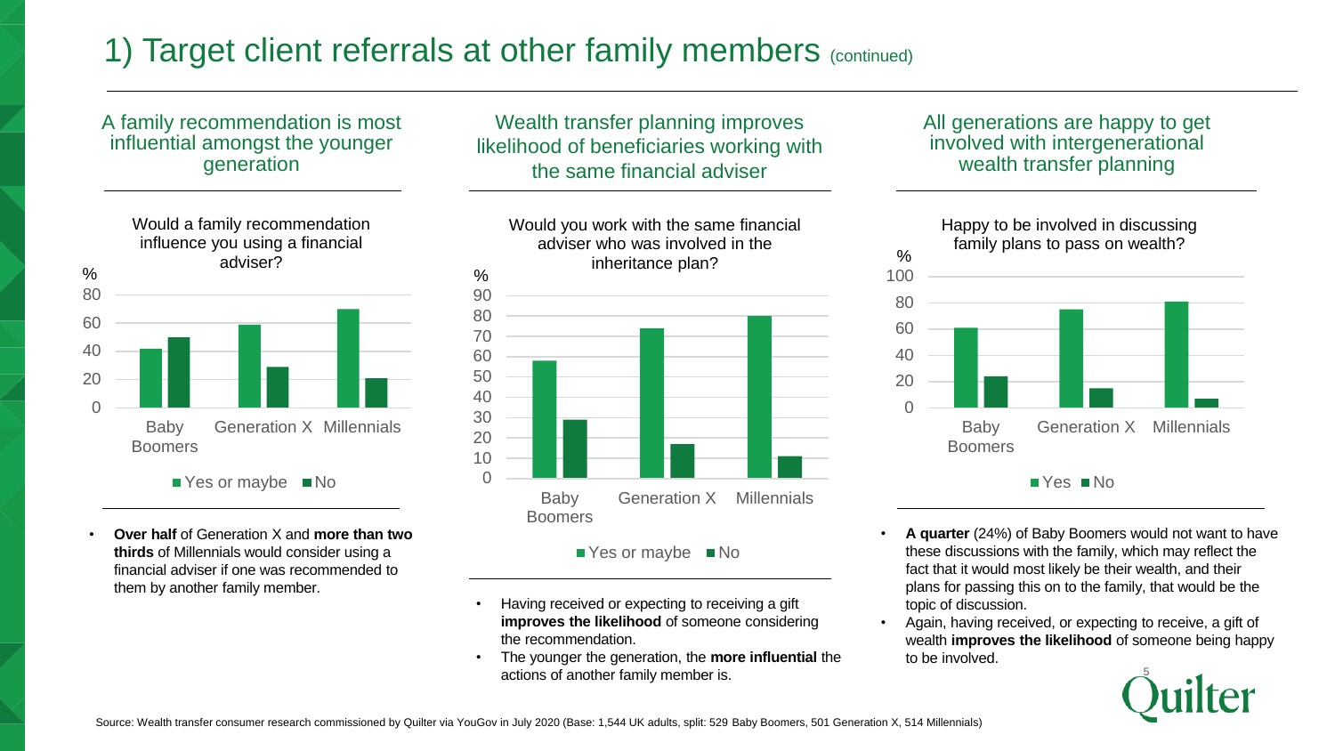# 1) Target client referrals at other family members (continued)

## A family recommendation is most influential amongst the younger generation

**Would a family recommendation influence you using a financial adviser?**

| % | Yes or maybe | No |
|---|---|---|
| Baby Boomers | 42 | 50 |
| Generation X | 59 | 29 |
| Millennials | 70 | 21 |

- **Over half** of Generation X and **more than two thirds** of Millennials would consider using a financial adviser if one was recommended to them by another family member.

## Wealth transfer planning improves likelihood of beneficiaries working with the same financial adviser

**Would you work with the same financial adviser who was involved in the inheritance plan?**

| % | Yes or maybe | No |
|---|---|---|
| Baby Boomers | 58 | 29 |
| Generation X | 74 | 17 |
| Millennials | 80 | 11 |

- Having received or expecting to receiving a gift **improves the likelihood** of someone considering the recommendation.
- The younger the generation, the **more influential** the actions of another family member is.

## All generations are happy to get involved with intergenerational wealth transfer planning

**Happy to be involved in discussing family plans to pass on wealth?**

| % | Yes | No |
|---|---|---|
| Baby Boomers | 61 | 24 |
| Generation X | 75 | 15 |
| Millennials | 81 | 7 |

- **A quarter** (24%) of Baby Boomers would not want to have these discussions with the family, which may reflect the fact that it would most likely be their wealth, and their plans for passing this on to the family, that would be the topic of discussion.
- Again, having received, or expecting to receive, a gift of wealth **improves the likelihood** of someone being happy to be involved.

Source: Wealth transfer consumer research commissioned by Quilter via YouGov in July 2020 (Base: 1,544 UK adults, split: 529 Baby Boomers, 501 Generation X, 514 Millennials)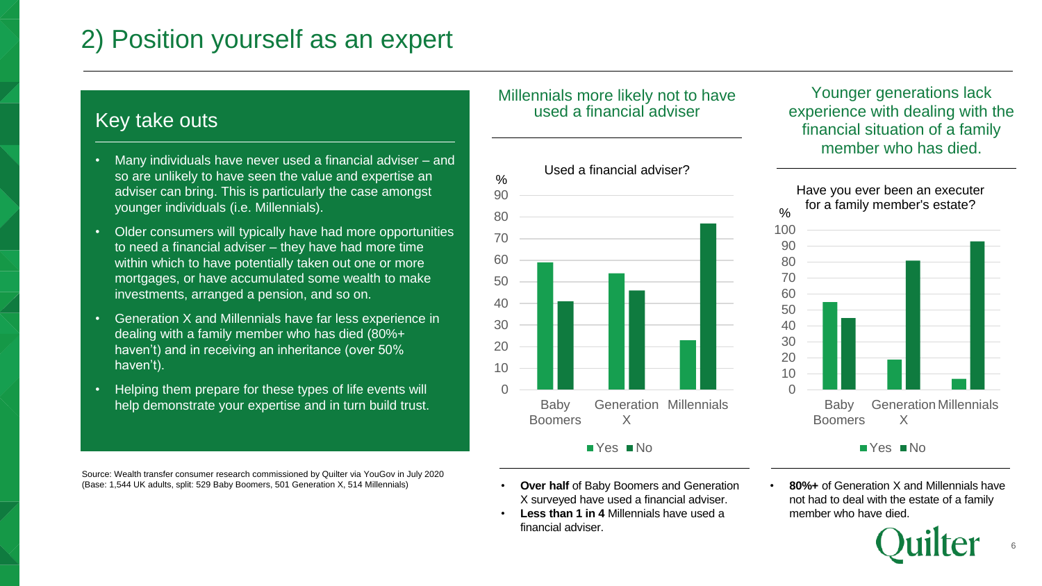# 2) Position yourself as an expert

## Key take outs

- Many individuals have never used a financial adviser – and so are unlikely to have seen the value and expertise an adviser can bring. This is particularly the case amongst younger individuals (i.e. Millennials).
- Older consumers will typically have had more opportunities to need a financial adviser – they have had more time within which to have potentially taken out one or more mortgages, or have accumulated some wealth to make investments, arranged a pension, and so on.
- Generation X and Millennials have far less experience in dealing with a family member who has died (80%+ haven't) and in receiving an inheritance (over 50% haven't).
- Helping them prepare for these types of life events will help demonstrate your expertise and in turn build trust.

Source: Wealth transfer consumer research commissioned by Quilter via YouGov in July 2020 (Base: 1,544 UK adults, split: 529 Baby Boomers, 501 Generation X, 514 Millennials)

### Millennials more likely not to have used a financial adviser

**Used a financial adviser?** (%)

| | Yes | No |
|---|---|---|
| Baby Boomers | 59 | 41 |
| Generation X | 54 | 46 |
| Millennials | 23 | 77 |

- **Over half** of Baby Boomers and Generation X surveyed have used a financial adviser.
- **Less than 1 in 4** Millennials have used a financial adviser.

### Younger generations lack experience with dealing with the financial situation of a family member who has died.

**Have you ever been an executer for a family member's estate?** (%)

| | Yes | No |
|---|---|---|
| Baby Boomers | 55 | 45 |
| Generation X | 19 | 81 |
| Millennials | 7 | 93 |

- **80%+** of Generation X and Millennials have not had to deal with the estate of a family member who have died.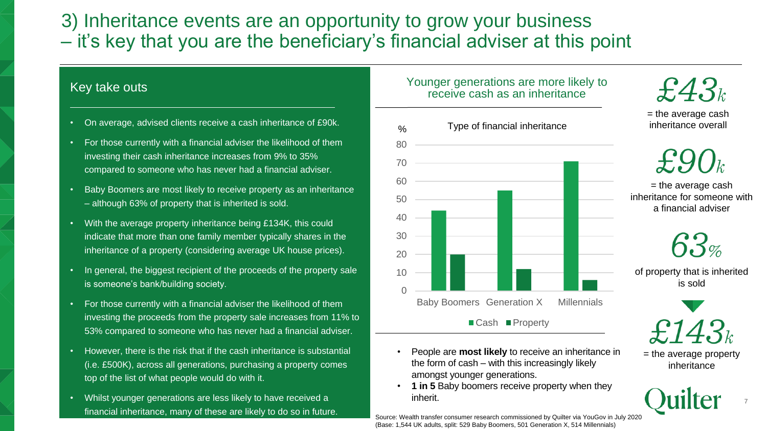# 3) Inheritance events are an opportunity to grow your business – it's key that you are the beneficiary's financial adviser at this point

## Key take outs

- On average, advised clients receive a cash inheritance of £90k.
- For those currently with a financial adviser the likelihood of them investing their cash inheritance increases from 9% to 35% compared to someone who has never had a financial adviser.
- Baby Boomers are most likely to receive property as an inheritance – although 63% of property that is inherited is sold.
- With the average property inheritance being £134K, this could indicate that more than one family member typically shares in the inheritance of a property (considering average UK house prices).
- In general, the biggest recipient of the proceeds of the property sale is someone's bank/building society.
- For those currently with a financial adviser the likelihood of them investing the proceeds from the property sale increases from 11% to 53% compared to someone who has never had a financial adviser.
- However, there is the risk that if the cash inheritance is substantial (i.e. £500K), across all generations, purchasing a property comes top of the list of what people would do with it.
- Whilst younger generations are less likely to have received a financial inheritance, many of these are likely to do so in future.

## Younger generations are more likely to receive cash as an inheritance

Type of financial inheritance (%)

| | Cash | Property |
|---|---|---|
| Baby Boomers | 44 | 20 |
| Generation X | 55 | 12 |
| Millennials | 71 | 6 |

- People are **most likely** to receive an inheritance in the form of cash – with this increasingly likely amongst younger generations.
- **1 in 5** Baby boomers receive property when they inherit.

**£43k** = the average cash inheritance overall

**£90k** = the average cash inheritance for someone with a financial adviser

**63%** of property that is inherited is sold

**£143k** = the average property inheritance

Source: Wealth transfer consumer research commissioned by Quilter via YouGov in July 2020 (Base: 1,544 UK adults, split: 529 Baby Boomers, 501 Generation X, 514 Millennials)

Quilter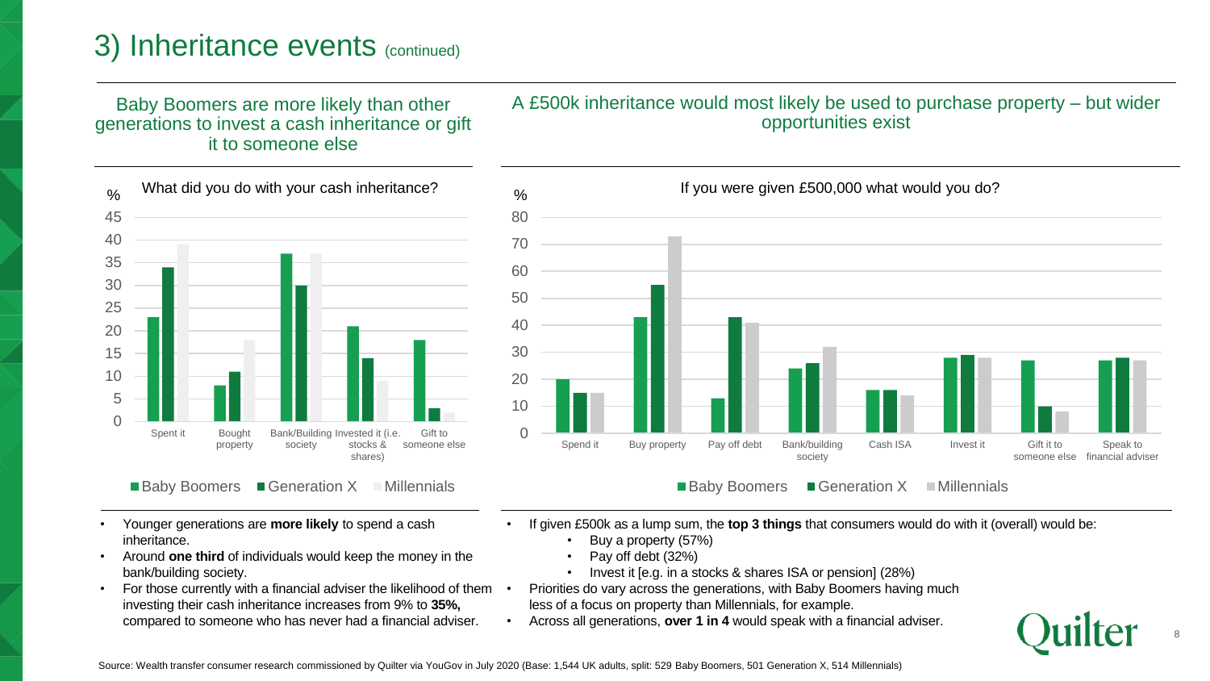# 3) Inheritance events (continued)

## Baby Boomers are more likely than other generations to invest a cash inheritance or gift it to someone else

**What did you do with your cash inheritance?** (%)

| | Baby Boomers | Generation X | Millennials |
|---|---|---|---|
| Spent it | 23 | 34 | 39 |
| Bought property | 8 | 11 | 18 |
| Bank/Building society | 37 | 30 | 37 |
| Invested it (i.e. stocks & shares) | 21 | 14 | 9 |
| Gift to someone else | 18 | 3 | 2 |

- Younger generations are **more likely** to spend a cash inheritance.
- Around **one third** of individuals would keep the money in the bank/building society.
- For those currently with a financial adviser the likelihood of them investing their cash inheritance increases from 9% to **35%,** compared to someone who has never had a financial adviser.

## A £500k inheritance would most likely be used to purchase property – but wider opportunities exist

**If you were given £500,000 what would you do?** (%)

| | Baby Boomers | Generation X | Millennials |
|---|---|---|---|
| Spend it | 20 | 15 | 15 |
| Buy property | 43 | 55 | 73 |
| Pay off debt | 13 | 43 | 41 |
| Bank/building society | 24 | 26 | 32 |
| Cash ISA | 16 | 16 | 14 |
| Invest it | 28 | 29 | 28 |
| Gift it to someone else | 27 | 10 | 8 |
| Speak to financial adviser | 27 | 28 | 27 |

- If given £500k as a lump sum, the **top 3 things** that consumers would do with it (overall) would be:
  - Buy a property (57%)
  - Pay off debt (32%)
  - Invest it [e.g. in a stocks & shares ISA or pension] (28%)
- Priorities do vary across the generations, with Baby Boomers having much less of a focus on property than Millennials, for example.
- Across all generations, **over 1 in 4** would speak with a financial adviser.

Source: Wealth transfer consumer research commissioned by Quilter via YouGov in July 2020 (Base: 1,544 UK adults, split: 529 Baby Boomers, 501 Generation X, 514 Millennials)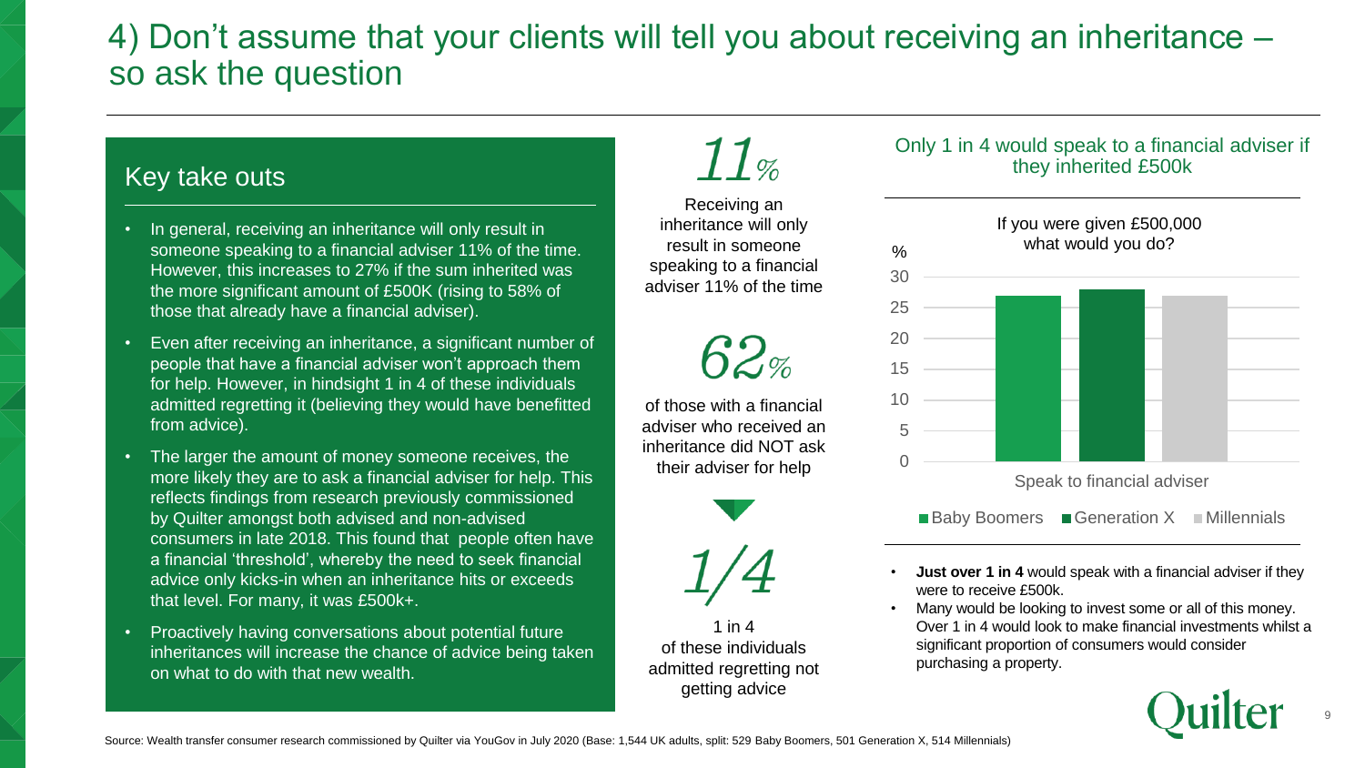# 4) Don't assume that your clients will tell you about receiving an inheritance – so ask the question

## Key take outs

- In general, receiving an inheritance will only result in someone speaking to a financial adviser 11% of the time. However, this increases to 27% if the sum inherited was the more significant amount of £500K (rising to 58% of those that already have a financial adviser).
- Even after receiving an inheritance, a significant number of people that have a financial adviser won't approach them for help. However, in hindsight 1 in 4 of these individuals admitted regretting it (believing they would have benefitted from advice).
- The larger the amount of money someone receives, the more likely they are to ask a financial adviser for help. This reflects findings from research previously commissioned by Quilter amongst both advised and non-advised consumers in late 2018. This found that people often have a financial 'threshold', whereby the need to seek financial advice only kicks-in when an inheritance hits or exceeds that level. For many, it was £500k+.
- Proactively having conversations about potential future inheritances will increase the chance of advice being taken on what to do with that new wealth.

*11%*

Receiving an inheritance will only result in someone speaking to a financial adviser 11% of the time

*62%*

of those with a financial adviser who received an inheritance did NOT ask their adviser for help

*1/4*

1 in 4 of these individuals admitted regretting not getting advice

### Only 1 in 4 would speak to a financial adviser if they inherited £500k

If you were given £500,000 what would you do?

| % | Baby Boomers | Generation X | Millennials |
|---|---|---|---|
| Speak to financial adviser | 27 | 28 | 27 |

- **Just over 1 in 4** would speak with a financial adviser if they were to receive £500k.
- Many would be looking to invest some or all of this money. Over 1 in 4 would look to make financial investments whilst a significant proportion of consumers would consider purchasing a property.

Source: Wealth transfer consumer research commissioned by Quilter via YouGov in July 2020 (Base: 1,544 UK adults, split: 529 Baby Boomers, 501 Generation X, 514 Millennials)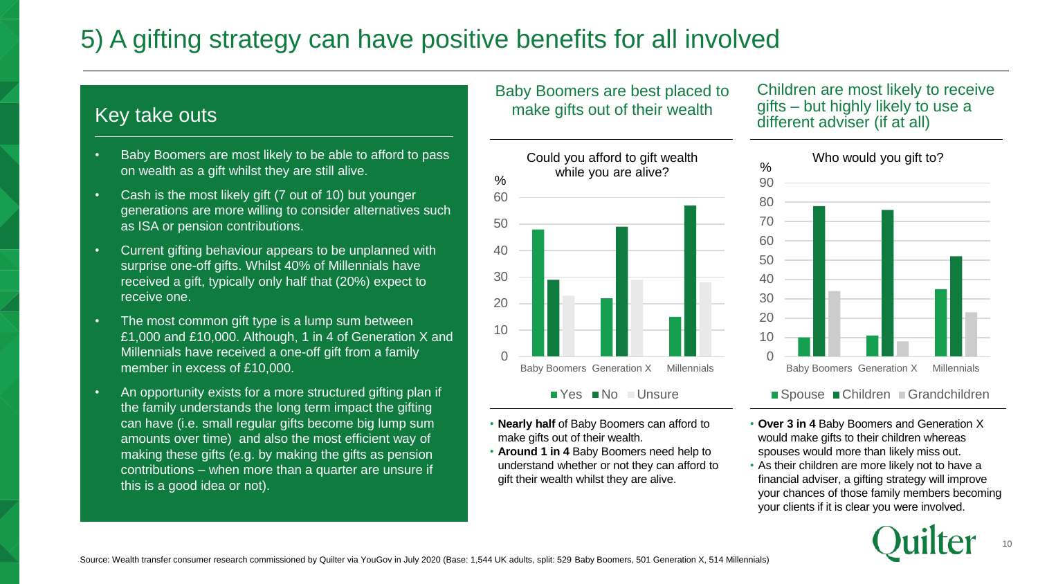# 5) A gifting strategy can have positive benefits for all involved

## Key take outs

- Baby Boomers are most likely to be able to afford to pass on wealth as a gift whilst they are still alive.
- Cash is the most likely gift (7 out of 10) but younger generations are more willing to consider alternatives such as ISA or pension contributions.
- Current gifting behaviour appears to be unplanned with surprise one-off gifts. Whilst 40% of Millennials have received a gift, typically only half that (20%) expect to receive one.
- The most common gift type is a lump sum between £1,000 and £10,000. Although, 1 in 4 of Generation X and Millennials have received a one-off gift from a family member in excess of £10,000.
- An opportunity exists for a more structured gifting plan if the family understands the long term impact the gifting can have (i.e. small regular gifts become big lump sum amounts over time) and also the most efficient way of making these gifts (e.g. by making the gifts as pension contributions – when more than a quarter are unsure if this is a good idea or not).

## Baby Boomers are best placed to make gifts out of their wealth

**Could you afford to gift wealth while you are alive?** (%)

| | Yes | No | Unsure |
|---|---|---|---|
| Baby Boomers | 48 | 29 | 23 |
| Generation X | 22 | 49 | 29 |
| Millennials | 15 | 57 | 28 |

- **Nearly half** of Baby Boomers can afford to make gifts out of their wealth.
- **Around 1 in 4** Baby Boomers need help to understand whether or not they can afford to gift their wealth whilst they are alive.

## Children are most likely to receive gifts – but highly likely to use a different adviser (if at all)

**Who would you gift to?** (%)

| | Spouse | Children | Grandchildren |
|---|---|---|---|
| Baby Boomers | 10 | 78 | 34 |
| Generation X | 11 | 76 | 8 |
| Millennials | 35 | 52 | 23 |

- **Over 3 in 4** Baby Boomers and Generation X would make gifts to their children whereas spouses would more than likely miss out.
- As their children are more likely not to have a financial adviser, a gifting strategy will improve your chances of those family members becoming your clients if it is clear you were involved.

Source: Wealth transfer consumer research commissioned by Quilter via YouGov in July 2020 (Base: 1,544 UK adults, split: 529 Baby Boomers, 501 Generation X, 514 Millennials)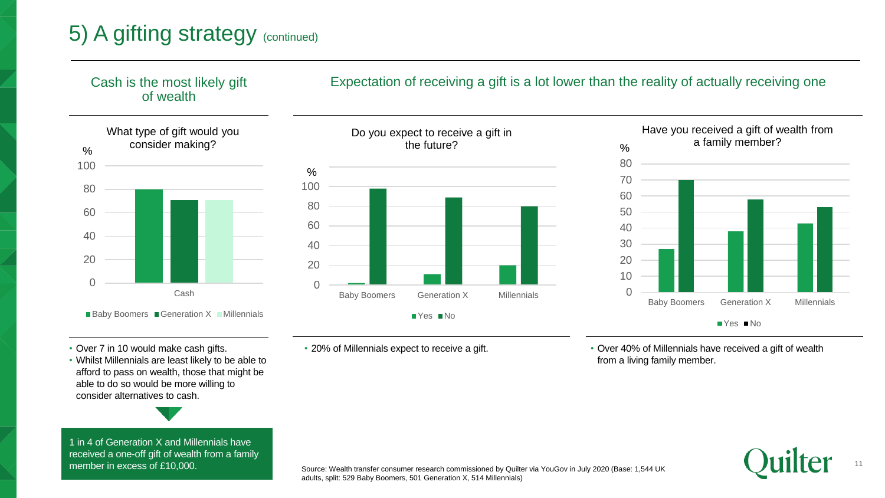# 5) A gifting strategy (continued)

## Cash is the most likely gift of wealth

**What type of gift would you consider making?**

| % | Baby Boomers | Generation X | Millennials |
|---|---|---|---|
| Cash | 80 | 71 | 71 |

- Over 7 in 10 would make cash gifts.
- Whilst Millennials are least likely to be able to afford to pass on wealth, those that might be able to do so would be more willing to consider alternatives to cash.

1 in 4 of Generation X and Millennials have received a one-off gift of wealth from a family member in excess of £10,000.

## Expectation of receiving a gift is a lot lower than the reality of actually receiving one

**Do you expect to receive a gift in the future?**

| % | Yes | No |
|---|---|---|
| Baby Boomers | 2 | 98 |
| Generation X | 11 | 89 |
| Millennials | 20 | 80 |

- 20% of Millennials expect to receive a gift.

**Have you received a gift of wealth from a family member?**

| % | Yes | No |
|---|---|---|
| Baby Boomers | 27 | 70 |
| Generation X | 38 | 58 |
| Millennials | 43 | 53 |

- Over 40% of Millennials have received a gift of wealth from a living family member.

Source: Wealth transfer consumer research commissioned by Quilter via YouGov in July 2020 (Base: 1,544 UK adults, split: 529 Baby Boomers, 501 Generation X, 514 Millennials)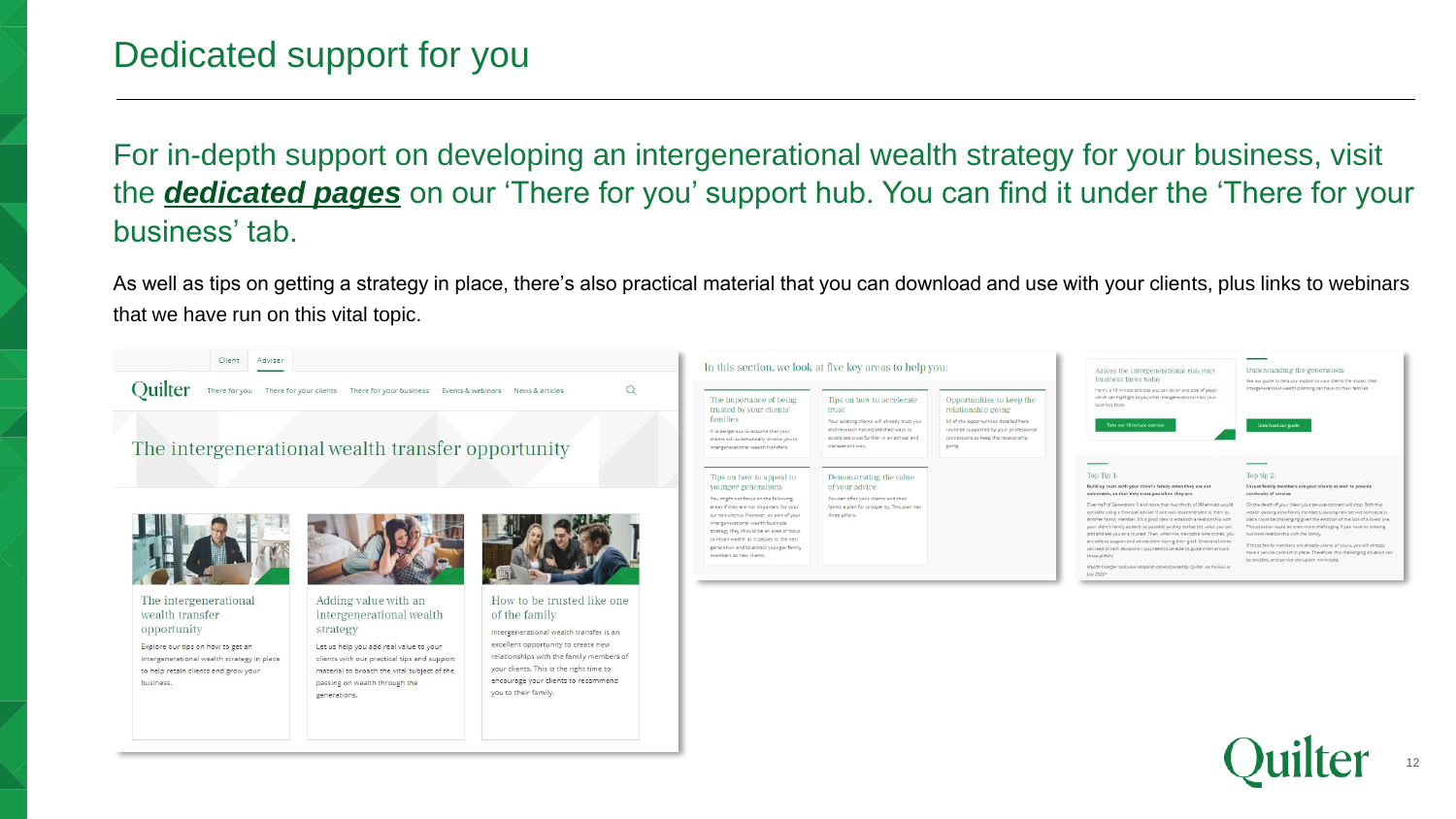# Dedicated support for you

For in-depth support on developing an intergenerational wealth strategy for your business, visit the ***dedicated pages*** on our 'There for you' support hub. You can find it under the 'There for your business' tab.

As well as tips on getting a strategy in place, there's also practical material that you can download and use with your clients, plus links to webinars that we have run on this vital topic.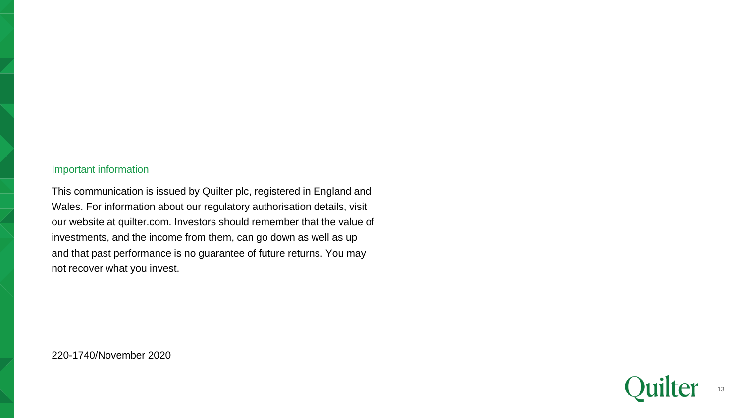## Important information

This communication is issued by Quilter plc, registered in England and Wales. For information about our regulatory authorisation details, visit our website at quilter.com. Investors should remember that the value of investments, and the income from them, can go down as well as up and that past performance is no guarantee of future returns. You may not recover what you invest.

220-1740/November 2020

Quilter